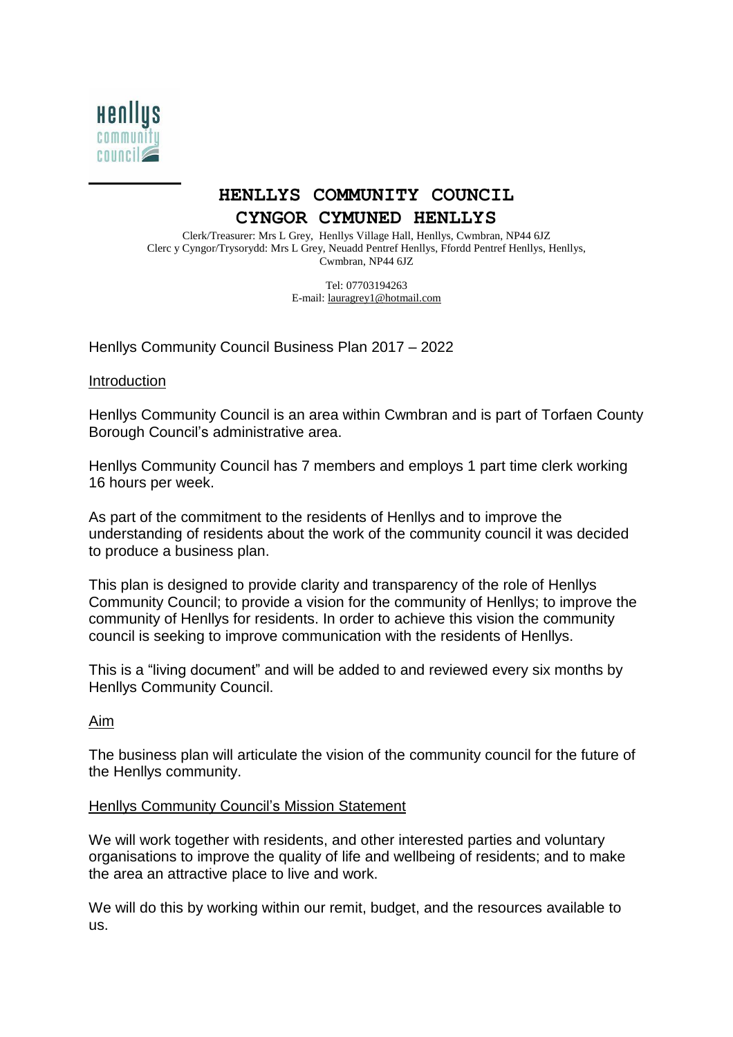# HENLLYS COMMUNITY COUNCIL
# CYNGOR CYMUNED HENLLYS

Clerk/Treasurer: Mrs L Grey, Henllys Village Hall, Henllys, Cwmbran, NP44 6JZ
Clerc y Cyngor/Trysorydd: Mrs L Grey, Neuadd Pentref Henllys, Ffordd Pentref Henllys, Henllys, Cwmbran, NP44 6JZ

Tel: 07703194263
E-mail: lauragrey1@hotmail.com

Henllys Community Council Business Plan 2017 – 2022

## Introduction

Henllys Community Council is an area within Cwmbran and is part of Torfaen County Borough Council's administrative area.

Henllys Community Council has 7 members and employs 1 part time clerk working 16 hours per week.

As part of the commitment to the residents of Henllys and to improve the understanding of residents about the work of the community council it was decided to produce a business plan.

This plan is designed to provide clarity and transparency of the role of Henllys Community Council; to provide a vision for the community of Henllys; to improve the community of Henllys for residents. In order to achieve this vision the community council is seeking to improve communication with the residents of Henllys.

This is a "living document" and will be added to and reviewed every six months by Henllys Community Council.

## Aim

The business plan will articulate the vision of the community council for the future of the Henllys community.

## Henllys Community Council's Mission Statement

We will work together with residents, and other interested parties and voluntary organisations to improve the quality of life and wellbeing of residents; and to make the area an attractive place to live and work.

We will do this by working within our remit, budget, and the resources available to us.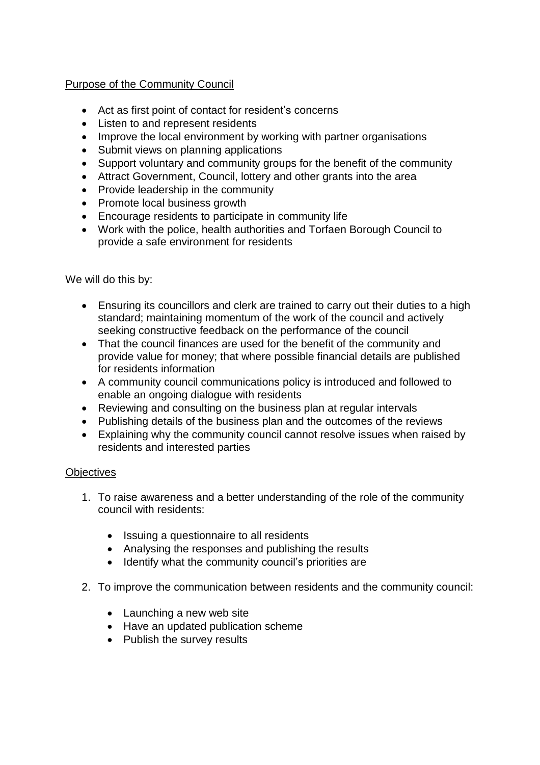<u>Purpose of the Community Council</u>

- Act as first point of contact for resident's concerns
- Listen to and represent residents
- Improve the local environment by working with partner organisations
- Submit views on planning applications
- Support voluntary and community groups for the benefit of the community
- Attract Government, Council, lottery and other grants into the area
- Provide leadership in the community
- Promote local business growth
- Encourage residents to participate in community life
- Work with the police, health authorities and Torfaen Borough Council to provide a safe environment for residents

We will do this by:

- Ensuring its councillors and clerk are trained to carry out their duties to a high standard; maintaining momentum of the work of the council and actively seeking constructive feedback on the performance of the council
- That the council finances are used for the benefit of the community and provide value for money; that where possible financial details are published for residents information
- A community council communications policy is introduced and followed to enable an ongoing dialogue with residents
- Reviewing and consulting on the business plan at regular intervals
- Publishing details of the business plan and the outcomes of the reviews
- Explaining why the community council cannot resolve issues when raised by residents and interested parties

<u>Objectives</u>

1. To raise awareness and a better understanding of the role of the community council with residents:
    - Issuing a questionnaire to all residents
    - Analysing the responses and publishing the results
    - Identify what the community council's priorities are
2. To improve the communication between residents and the community council:
    - Launching a new web site
    - Have an updated publication scheme
    - Publish the survey results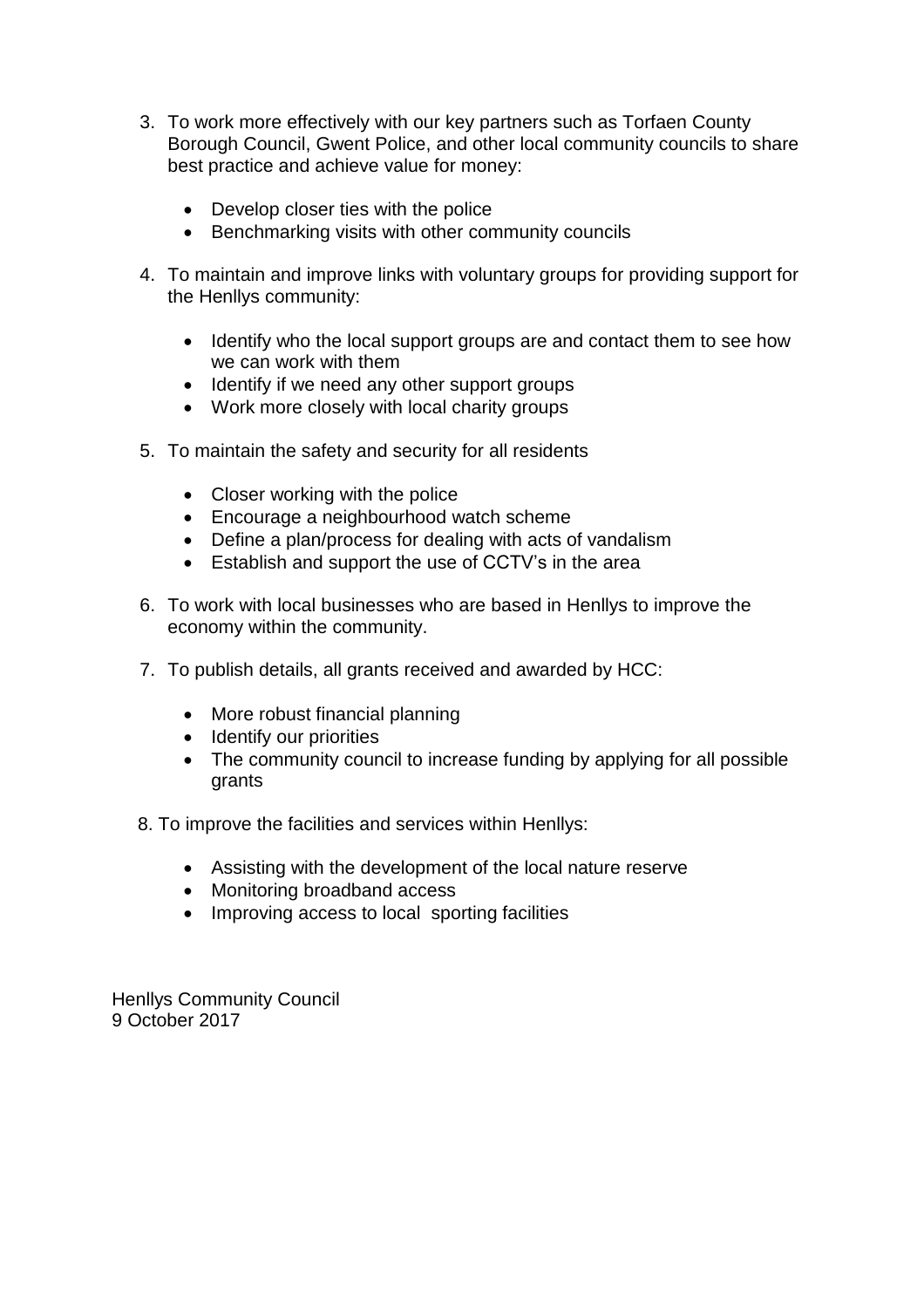3. To work more effectively with our key partners such as Torfaen County Borough Council, Gwent Police, and other local community councils to share best practice and achieve value for money:

    - Develop closer ties with the police
    - Benchmarking visits with other community councils

4. To maintain and improve links with voluntary groups for providing support for the Henllys community:

    - Identify who the local support groups are and contact them to see how we can work with them
    - Identify if we need any other support groups
    - Work more closely with local charity groups

5. To maintain the safety and security for all residents

    - Closer working with the police
    - Encourage a neighbourhood watch scheme
    - Define a plan/process for dealing with acts of vandalism
    - Establish and support the use of CCTV's in the area

6. To work with local businesses who are based in Henllys to improve the economy within the community.

7. To publish details, all grants received and awarded by HCC:

    - More robust financial planning
    - Identify our priorities
    - The community council to increase funding by applying for all possible grants

8. To improve the facilities and services within Henllys:

    - Assisting with the development of the local nature reserve
    - Monitoring broadband access
    - Improving access to local sporting facilities

Henllys Community Council
9 October 2017